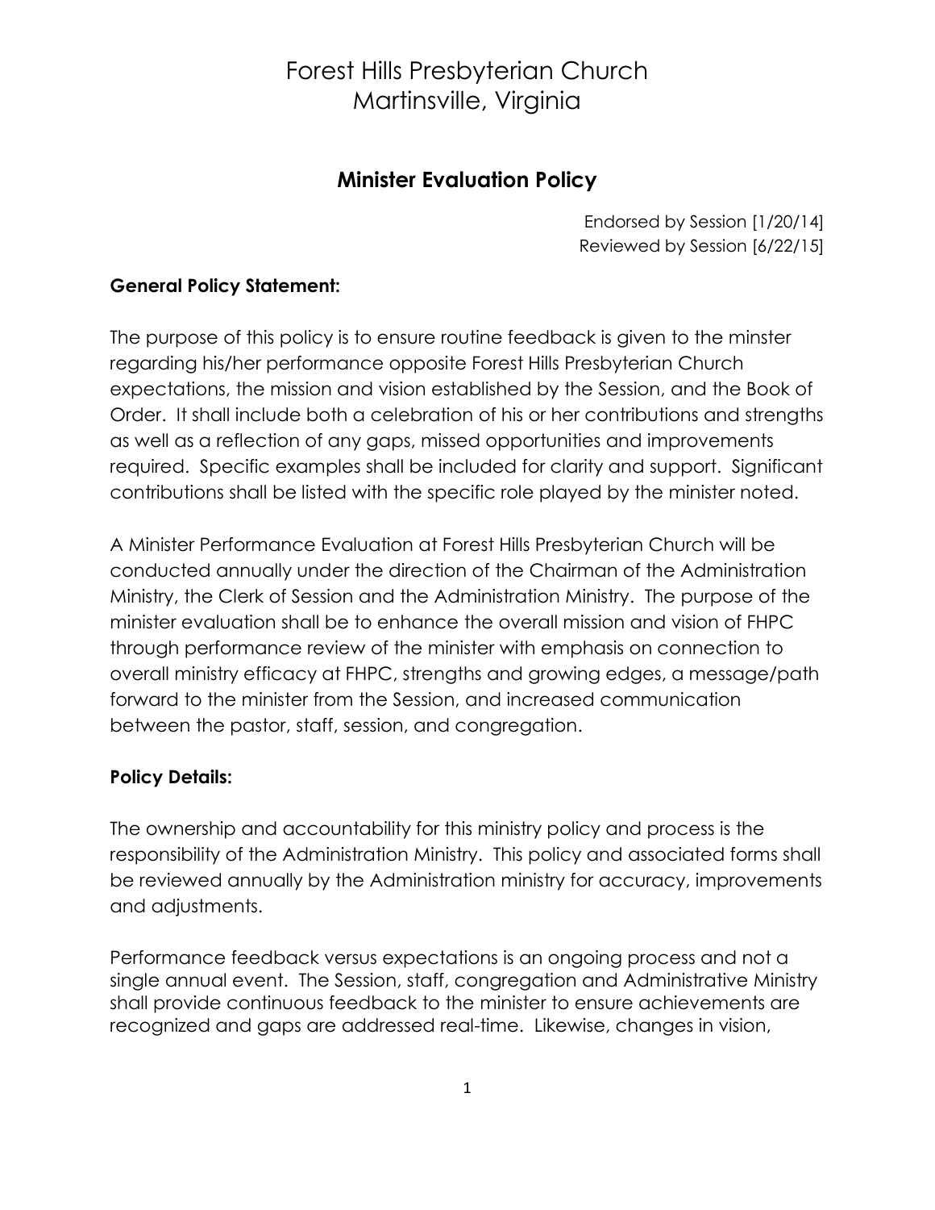# Forest Hills Presbyterian Church
# Martinsville, Virginia

## Minister Evaluation Policy

Endorsed by Session [1/20/14]
Reviewed by Session [6/22/15]

**General Policy Statement:**

The purpose of this policy is to ensure routine feedback is given to the minster regarding his/her performance opposite Forest Hills Presbyterian Church expectations, the mission and vision established by the Session, and the Book of Order. It shall include both a celebration of his or her contributions and strengths as well as a reflection of any gaps, missed opportunities and improvements required. Specific examples shall be included for clarity and support. Significant contributions shall be listed with the specific role played by the minister noted.

A Minister Performance Evaluation at Forest Hills Presbyterian Church will be conducted annually under the direction of the Chairman of the Administration Ministry, the Clerk of Session and the Administration Ministry. The purpose of the minister evaluation shall be to enhance the overall mission and vision of FHPC through performance review of the minister with emphasis on connection to overall ministry efficacy at FHPC, strengths and growing edges, a message/path forward to the minister from the Session, and increased communication between the pastor, staff, session, and congregation.

**Policy Details:**

The ownership and accountability for this ministry policy and process is the responsibility of the Administration Ministry. This policy and associated forms shall be reviewed annually by the Administration ministry for accuracy, improvements and adjustments.

Performance feedback versus expectations is an ongoing process and not a single annual event. The Session, staff, congregation and Administrative Ministry shall provide continuous feedback to the minister to ensure achievements are recognized and gaps are addressed real-time. Likewise, changes in vision,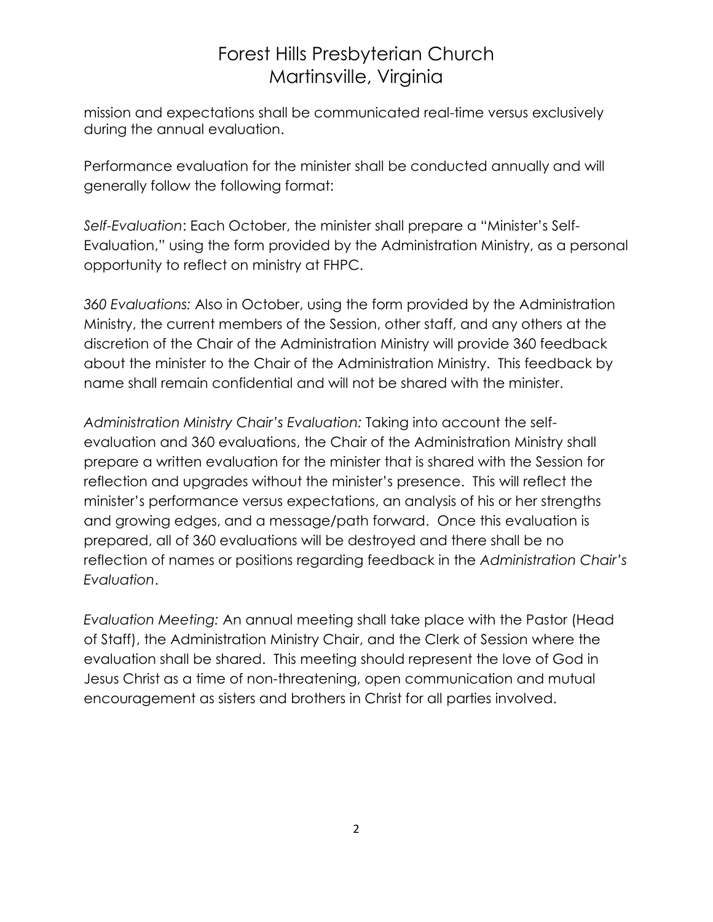mission and expectations shall be communicated real-time versus exclusively during the annual evaluation.

Performance evaluation for the minister shall be conducted annually and will generally follow the following format:

*Self-Evaluation*: Each October, the minister shall prepare a "Minister's Self-Evaluation," using the form provided by the Administration Ministry, as a personal opportunity to reflect on ministry at FHPC.

*360 Evaluations:* Also in October, using the form provided by the Administration Ministry, the current members of the Session, other staff, and any others at the discretion of the Chair of the Administration Ministry will provide 360 feedback about the minister to the Chair of the Administration Ministry. This feedback by name shall remain confidential and will not be shared with the minister.

*Administration Ministry Chair's Evaluation:* Taking into account the self-evaluation and 360 evaluations, the Chair of the Administration Ministry shall prepare a written evaluation for the minister that is shared with the Session for reflection and upgrades without the minister's presence. This will reflect the minister's performance versus expectations, an analysis of his or her strengths and growing edges, and a message/path forward. Once this evaluation is prepared, all of 360 evaluations will be destroyed and there shall be no reflection of names or positions regarding feedback in the *Administration Chair's Evaluation*.

*Evaluation Meeting:* An annual meeting shall take place with the Pastor (Head of Staff), the Administration Ministry Chair, and the Clerk of Session where the evaluation shall be shared. This meeting should represent the love of God in Jesus Christ as a time of non-threatening, open communication and mutual encouragement as sisters and brothers in Christ for all parties involved.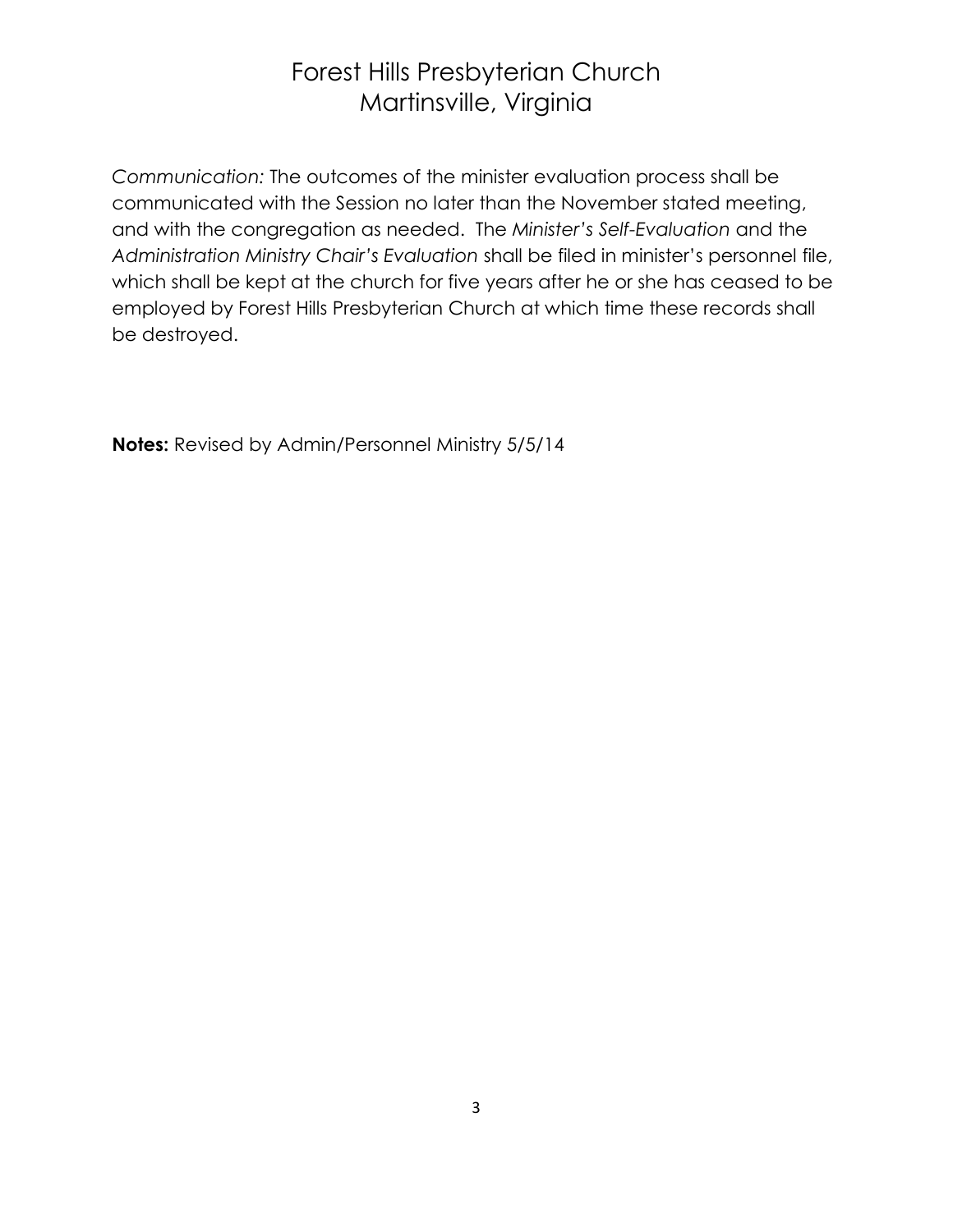*Communication:* The outcomes of the minister evaluation process shall be communicated with the Session no later than the November stated meeting, and with the congregation as needed. The *Minister's Self-Evaluation* and the *Administration Ministry Chair's Evaluation* shall be filed in minister's personnel file, which shall be kept at the church for five years after he or she has ceased to be employed by Forest Hills Presbyterian Church at which time these records shall be destroyed.

**Notes:** Revised by Admin/Personnel Ministry 5/5/14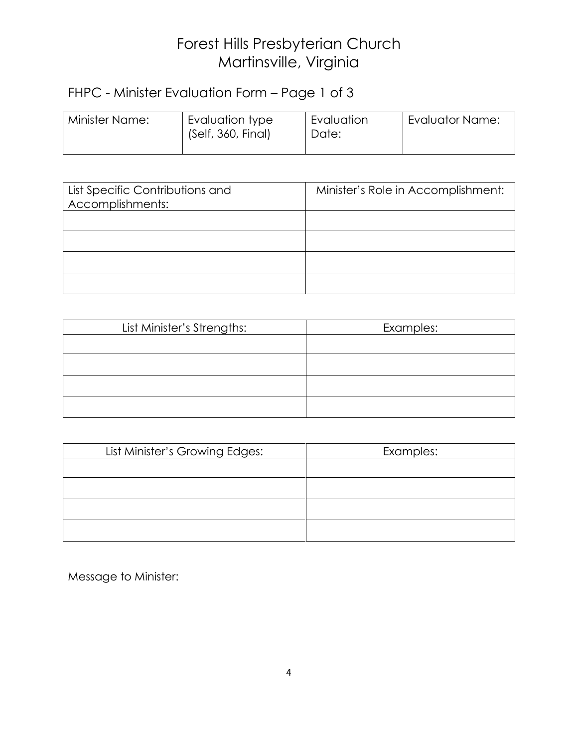# Forest Hills Presbyterian Church
# Martinsville, Virginia

## FHPC - Minister Evaluation Form – Page 1 of 3

| Minister Name: | Evaluation type (Self, 360, Final) | Evaluation Date: | Evaluator Name: |
|---|---|---|---|
| | | | |

| List Specific Contributions and Accomplishments: | Minister's Role in Accomplishment: |
|---|---|
| | |
| | |
| | |
| | |

| List Minister's Strengths: | Examples: |
|---|---|
| | |
| | |
| | |
| | |

| List Minister's Growing Edges: | Examples: |
|---|---|
| | |
| | |
| | |
| | |

Message to Minister: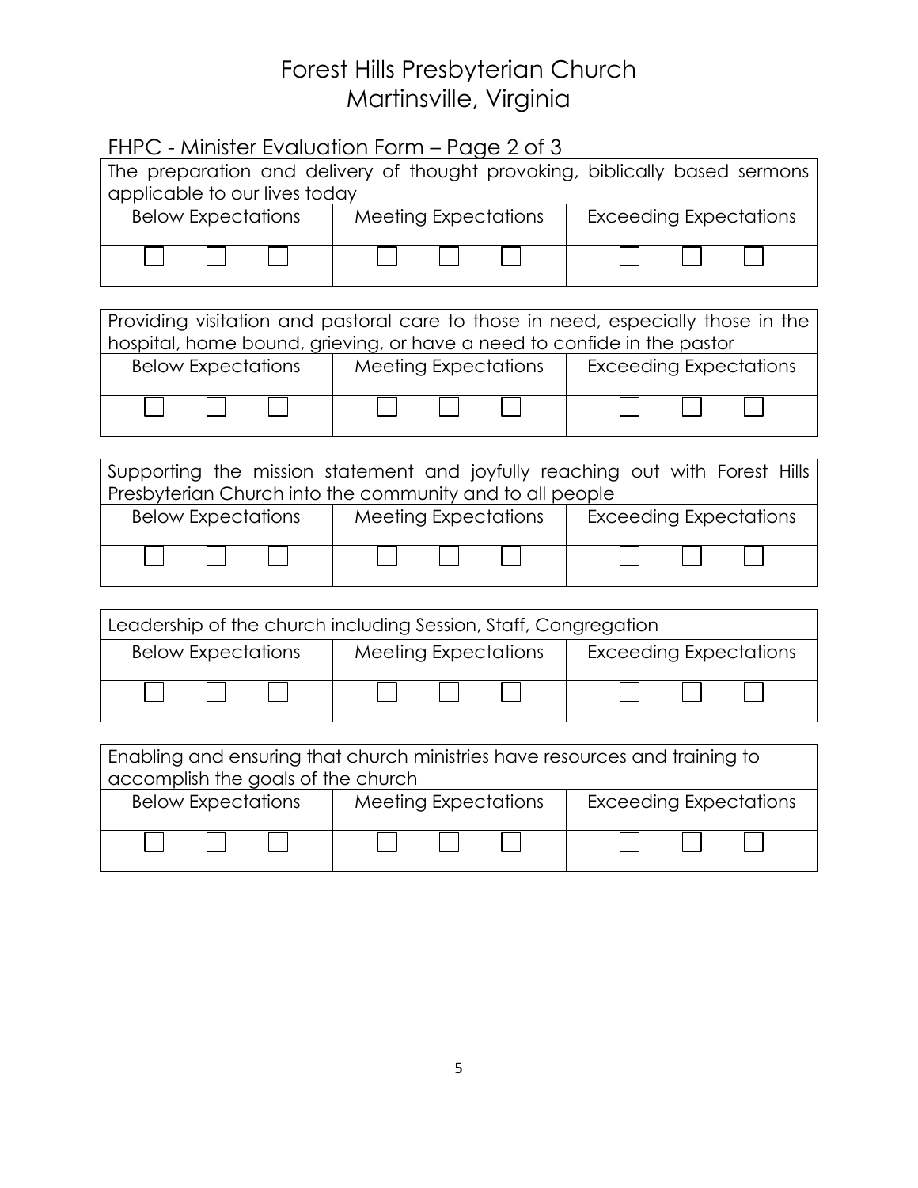# Forest Hills Presbyterian Church
# Martinsville, Virginia

## FHPC - Minister Evaluation Form – Page 2 of 3

| The preparation and delivery of thought provoking, biblically based sermons applicable to our lives today | | |
|---|---|---|
| Below Expectations | Meeting Expectations | Exceeding Expectations |
| ☐ ☐ ☐ | ☐ ☐ ☐ | ☐ ☐ ☐ |

| Providing visitation and pastoral care to those in need, especially those in the hospital, home bound, grieving, or have a need to confide in the pastor | | |
|---|---|---|
| Below Expectations | Meeting Expectations | Exceeding Expectations |
| ☐ ☐ ☐ | ☐ ☐ ☐ | ☐ ☐ ☐ |

| Supporting the mission statement and joyfully reaching out with Forest Hills Presbyterian Church into the community and to all people | | |
|---|---|---|
| Below Expectations | Meeting Expectations | Exceeding Expectations |
| ☐ ☐ ☐ | ☐ ☐ ☐ | ☐ ☐ ☐ |

| Leadership of the church including Session, Staff, Congregation | | |
|---|---|---|
| Below Expectations | Meeting Expectations | Exceeding Expectations |
| ☐ ☐ ☐ | ☐ ☐ ☐ | ☐ ☐ ☐ |

| Enabling and ensuring that church ministries have resources and training to accomplish the goals of the church | | |
|---|---|---|
| Below Expectations | Meeting Expectations | Exceeding Expectations |
| ☐ ☐ ☐ | ☐ ☐ ☐ | ☐ ☐ ☐ |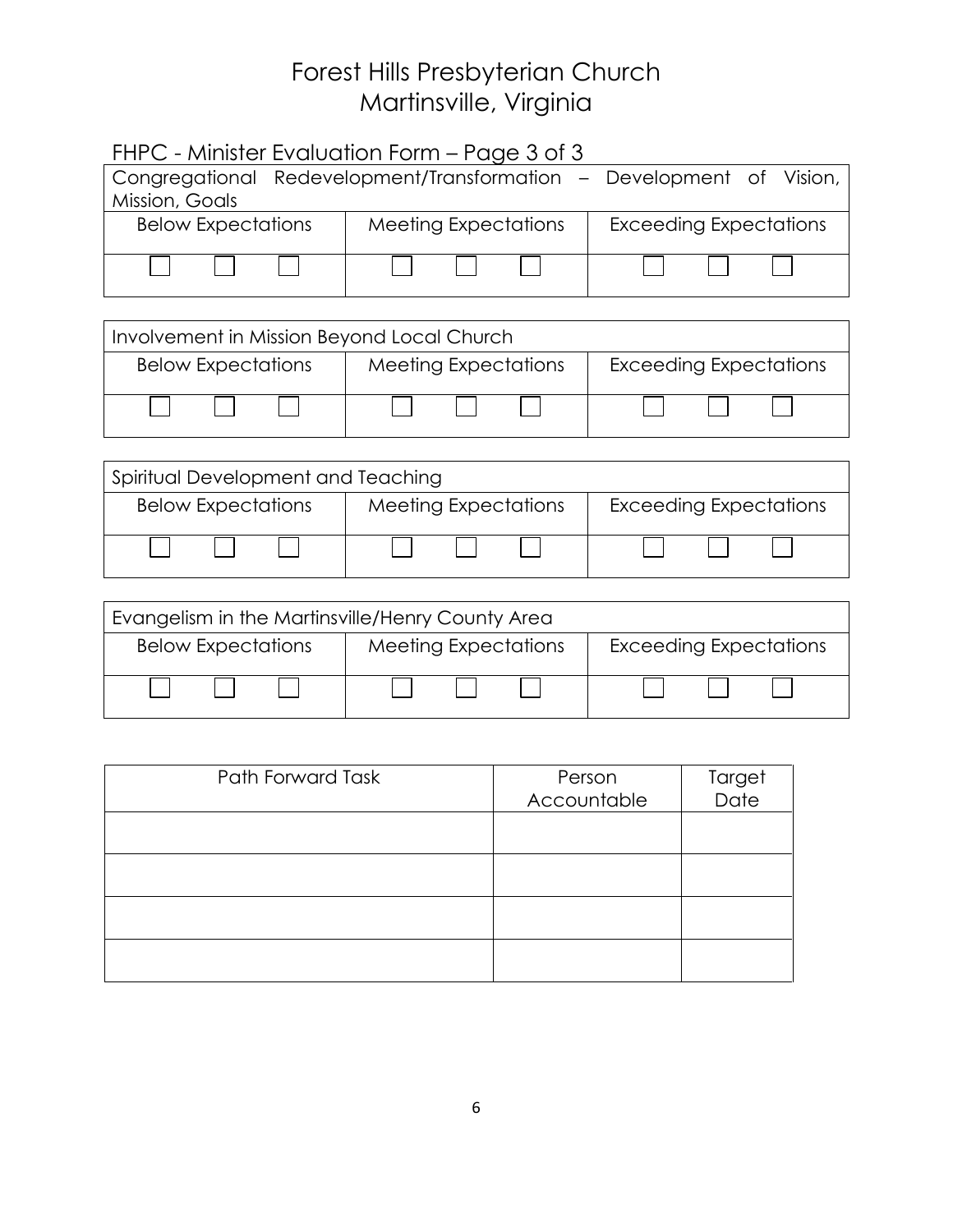# Forest Hills Presbyterian Church
# Martinsville, Virginia

## FHPC - Minister Evaluation Form – Page 3 of 3

| Congregational Redevelopment/Transformation – Development of Vision, Mission, Goals | | |
|---|---|---|
| Below Expectations | Meeting Expectations | Exceeding Expectations |
| ☐ ☐ ☐ | ☐ ☐ ☐ | ☐ ☐ ☐ |

| Involvement in Mission Beyond Local Church | | |
|---|---|---|
| Below Expectations | Meeting Expectations | Exceeding Expectations |
| ☐ ☐ ☐ | ☐ ☐ ☐ | ☐ ☐ ☐ |

| Spiritual Development and Teaching | | |
|---|---|---|
| Below Expectations | Meeting Expectations | Exceeding Expectations |
| ☐ ☐ ☐ | ☐ ☐ ☐ | ☐ ☐ ☐ |

| Evangelism in the Martinsville/Henry County Area | | |
|---|---|---|
| Below Expectations | Meeting Expectations | Exceeding Expectations |
| ☐ ☐ ☐ | ☐ ☐ ☐ | ☐ ☐ ☐ |

| Path Forward Task | Person Accountable | Target Date |
|---|---|---|
| | | |
| | | |
| | | |
| | | |